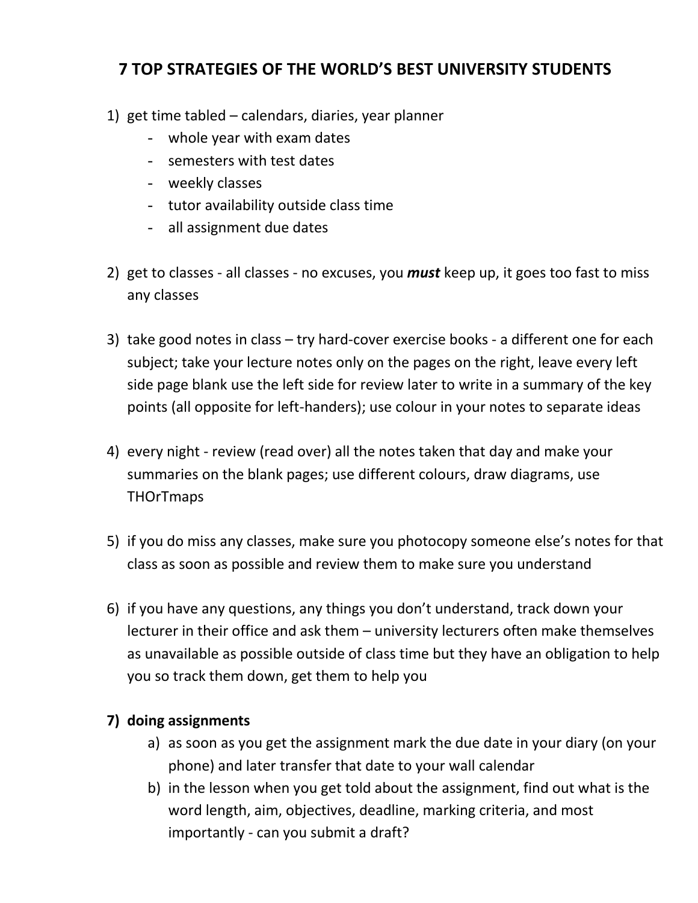# 7 TOP STRATEGIES OF THE WORLD'S BEST UNIVERSITY STUDENTS

1) get time tabled – calendars, diaries, year planner
   - whole year with exam dates
   - semesters with test dates
   - weekly classes
   - tutor availability outside class time
   - all assignment due dates

2) get to classes - all classes - no excuses, you ***must*** keep up, it goes too fast to miss any classes

3) take good notes in class – try hard-cover exercise books - a different one for each subject; take your lecture notes only on the pages on the right, leave every left side page blank use the left side for review later to write in a summary of the key points (all opposite for left-handers); use colour in your notes to separate ideas

4) every night - review (read over) all the notes taken that day and make your summaries on the blank pages; use different colours, draw diagrams, use THOrTmaps

5) if you do miss any classes, make sure you photocopy someone else's notes for that class as soon as possible and review them to make sure you understand

6) if you have any questions, any things you don't understand, track down your lecturer in their office and ask them – university lecturers often make themselves as unavailable as possible outside of class time but they have an obligation to help you so track them down, get them to help you

7) **doing assignments**
   a) as soon as you get the assignment mark the due date in your diary (on your phone) and later transfer that date to your wall calendar
   b) in the lesson when you get told about the assignment, find out what is the word length, aim, objectives, deadline, marking criteria, and most importantly - can you submit a draft?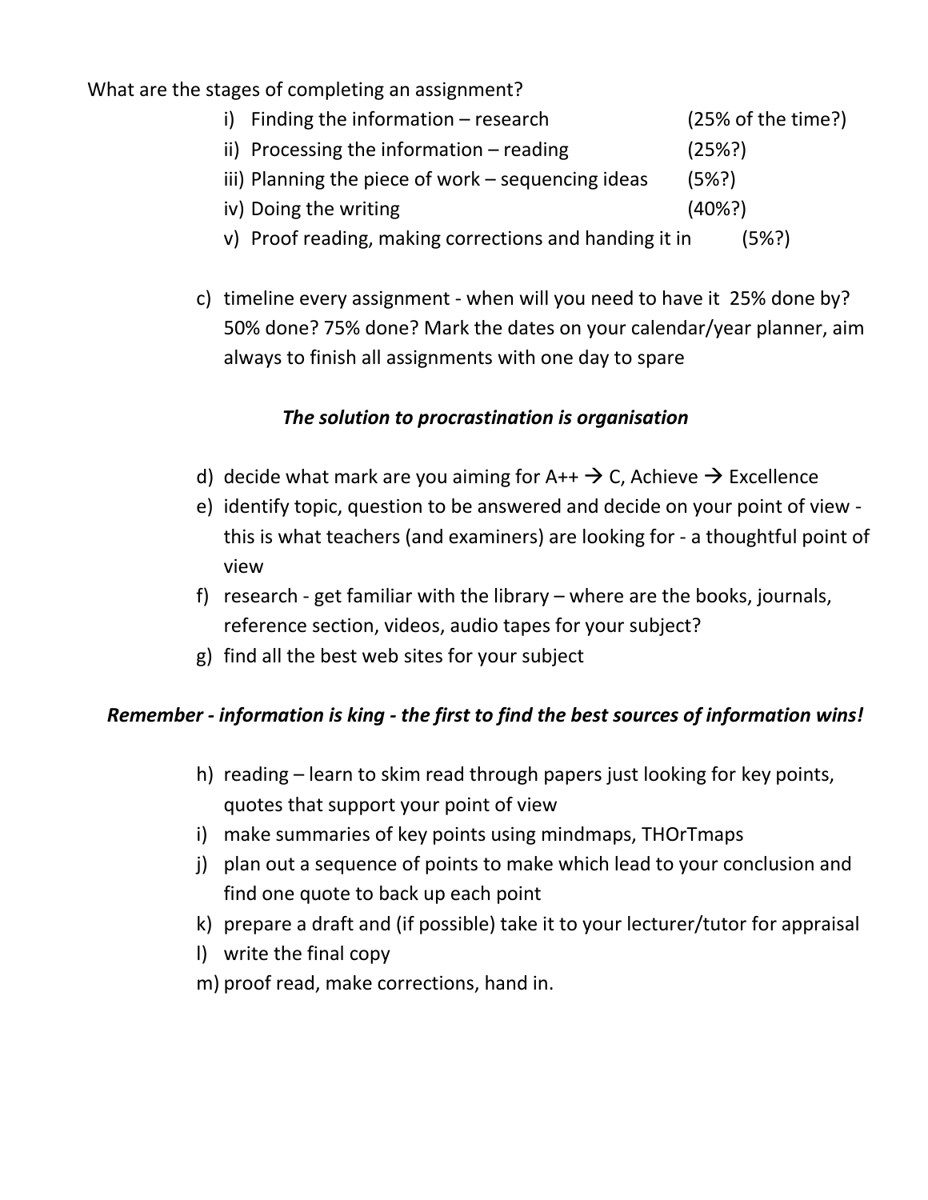What are the stages of completing an assignment?

i) Finding the information – research (25% of the time?)
ii) Processing the information – reading (25%?)
iii) Planning the piece of work – sequencing ideas (5%?)
iv) Doing the writing (40%?)
v) Proof reading, making corrections and handing it in (5%?)

c) timeline every assignment - when will you need to have it 25% done by? 50% done? 75% done? Mark the dates on your calendar/year planner, aim always to finish all assignments with one day to spare

***The solution to procrastination is organisation***

d) decide what mark are you aiming for A++ → C, Achieve → Excellence
e) identify topic, question to be answered and decide on your point of view - this is what teachers (and examiners) are looking for - a thoughtful point of view
f) research - get familiar with the library – where are the books, journals, reference section, videos, audio tapes for your subject?
g) find all the best web sites for your subject

***Remember - information is king - the first to find the best sources of information wins!***

h) reading – learn to skim read through papers just looking for key points, quotes that support your point of view
i) make summaries of key points using mindmaps, THOrTmaps
j) plan out a sequence of points to make which lead to your conclusion and find one quote to back up each point
k) prepare a draft and (if possible) take it to your lecturer/tutor for appraisal
l) write the final copy
m) proof read, make corrections, hand in.